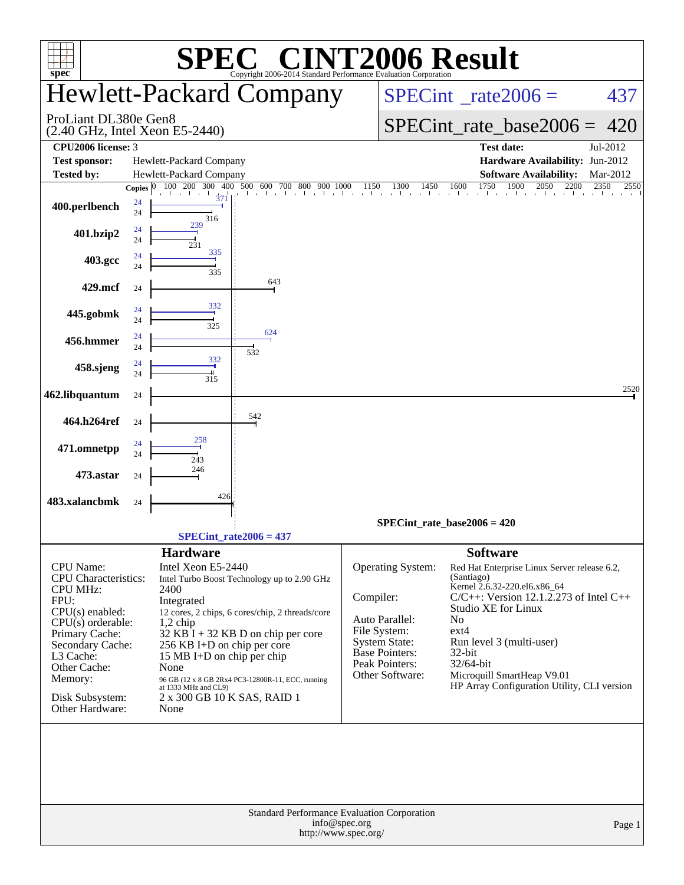# SPEC® CINT2006 Result

Copyright 2006-2014 Standard Performance Evaluation Corporation

## Hewlett-Packard Company

ProLiant DL380e Gen8
(2.40 GHz, Intel Xeon E5-2440)

SPECint_rate2006 = 437

SPECint_rate_base2006 = 420

| | | | |
|---|---|---|---|
| **CPU2006 license:** 3 | | **Test date:** | Jul-2012 |
| **Test sponsor:** | Hewlett-Packard Company | **Hardware Availability:** | Jun-2012 |
| **Tested by:** | Hewlett-Packard Company | **Software Availability:** | Mar-2012 |

| Benchmark | Copies (peak) | Peak | Copies (base) | Base |
|---|---|---|---|---|
| 400.perlbench | 24 | 371 | 24 | 316 |
| 401.bzip2 | 24 | 239 | 24 | 231 |
| 403.gcc | 24 | 335 | 24 | 335 |
| 429.mcf | | | 24 | 643 |
| 445.gobmk | 24 | 332 | 24 | 325 |
| 456.hmmer | 24 | 624 | 24 | 532 |
| 458.sjeng | 24 | 332 | 24 | 315 |
| 462.libquantum | | | 24 | 2520 |
| 464.h264ref | | | 24 | 542 |
| 471.omnetpp | 24 | 258 | 24 | 243 |
| 473.astar | | | 24 | 246 |
| 483.xalancbmk | | | 24 | 426 |

SPECint_rate_base2006 = 420

SPECint_rate2006 = 437

### Hardware

| | |
|---|---|
| CPU Name: | Intel Xeon E5-2440 |
| CPU Characteristics: | Intel Turbo Boost Technology up to 2.90 GHz |
| CPU MHz: | 2400 |
| FPU: | Integrated |
| CPU(s) enabled: | 12 cores, 2 chips, 6 cores/chip, 2 threads/core |
| CPU(s) orderable: | 1,2 chip |
| Primary Cache: | 32 KB I + 32 KB D on chip per core |
| Secondary Cache: | 256 KB I+D on chip per core |
| L3 Cache: | 15 MB I+D on chip per chip |
| Other Cache: | None |
| Memory: | 96 GB (12 x 8 GB 2Rx4 PC3-12800R-11, ECC, running at 1333 MHz and CL9) |
| Disk Subsystem: | 2 x 300 GB 10 K SAS, RAID 1 |
| Other Hardware: | None |

### Software

| | |
|---|---|
| Operating System: | Red Hat Enterprise Linux Server release 6.2, (Santiago) Kernel 2.6.32-220.el6.x86_64 |
| Compiler: | C/C++: Version 12.1.2.273 of Intel C++ Studio XE for Linux |
| Auto Parallel: | No |
| File System: | ext4 |
| System State: | Run level 3 (multi-user) |
| Base Pointers: | 32-bit |
| Peak Pointers: | 32/64-bit |
| Other Software: | Microquill SmartHeap V9.01 HP Array Configuration Utility, CLI version |

Standard Performance Evaluation Corporation
info@spec.org
http://www.spec.org/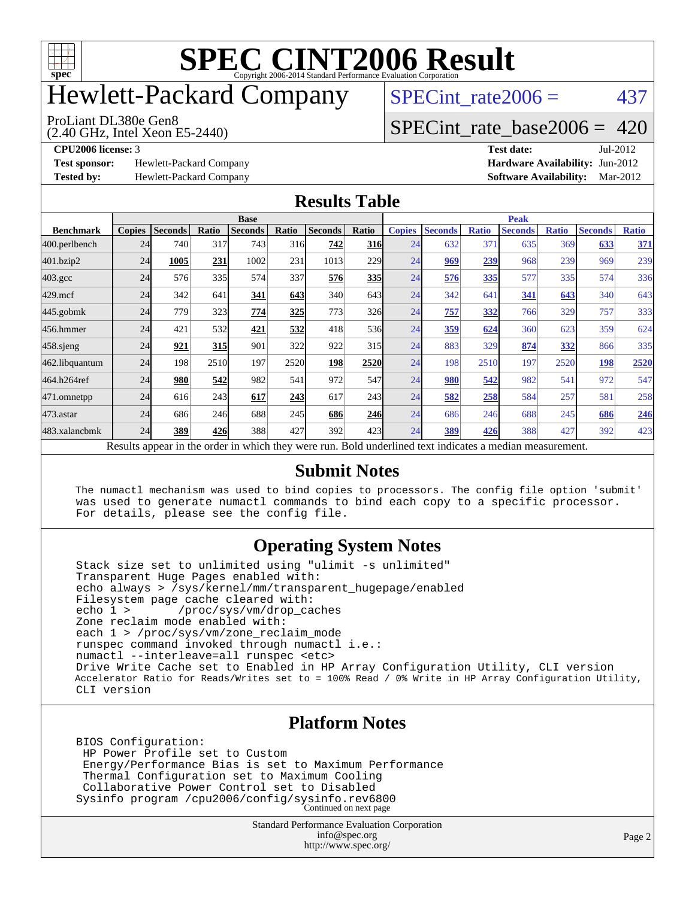# SPEC CINT2006 Result

Copyright 2006-2014 Standard Performance Evaluation Corporation

## Hewlett-Packard Company

ProLiant DL380e Gen8
(2.40 GHz, Intel Xeon E5-2440)

SPECint_rate2006 = 437

SPECint_rate_base2006 = 420

**CPU2006 license:** 3
**Test sponsor:** Hewlett-Packard Company
**Tested by:** Hewlett-Packard Company

**Test date:** Jul-2012
**Hardware Availability:** Jun-2012
**Software Availability:** Mar-2012

## Results Table

| | Base | | | | | | | Peak | | | | | | |
|---|---|---|---|---|---|---|---|---|---|---|---|---|---|---|
| **Benchmark** | **Copies** | **Seconds** | **Ratio** | **Seconds** | **Ratio** | **Seconds** | **Ratio** | **Copies** | **Seconds** | **Ratio** | **Seconds** | **Ratio** | **Seconds** | **Ratio** |
| 400.perlbench | 24 | 740 | 317 | 743 | 316 | **742** | **316** | 24 | 632 | 371 | 635 | 369 | **633** | **371** |
| 401.bzip2 | 24 | **1005** | **231** | 1002 | 231 | 1013 | 229 | 24 | **969** | **239** | 968 | 239 | 969 | 239 |
| 403.gcc | 24 | 576 | 335 | 574 | 337 | **576** | **335** | 24 | **576** | **335** | 577 | 335 | 574 | 336 |
| 429.mcf | 24 | 342 | 641 | **341** | **643** | 340 | 643 | 24 | 342 | 641 | **341** | **643** | 340 | 643 |
| 445.gobmk | 24 | 779 | 323 | **774** | **325** | 773 | 326 | 24 | **757** | **332** | 766 | 329 | 757 | 333 |
| 456.hmmer | 24 | 421 | 532 | **421** | **532** | 418 | 536 | 24 | **359** | **624** | 360 | 623 | 359 | 624 |
| 458.sjeng | 24 | **921** | **315** | 901 | 322 | 922 | 315 | 24 | 883 | 329 | **874** | **332** | 866 | 335 |
| 462.libquantum | 24 | 198 | 2510 | 197 | 2520 | **198** | **2520** | 24 | 198 | 2510 | 197 | 2520 | **198** | **2520** |
| 464.h264ref | 24 | **980** | **542** | 982 | 541 | 972 | 547 | 24 | **980** | **542** | 982 | 541 | 972 | 547 |
| 471.omnetpp | 24 | 616 | 243 | **617** | **243** | 617 | 243 | 24 | **582** | **258** | 584 | 257 | 581 | 258 |
| 473.astar | 24 | 686 | 246 | 688 | 245 | **686** | **246** | 24 | 686 | 246 | 688 | 245 | **686** | **246** |
| 483.xalancbmk | 24 | **389** | **426** | 388 | 427 | 392 | 423 | 24 | **389** | **426** | 388 | 427 | 392 | 423 |

Results appear in the order in which they were run. Bold underlined text indicates a median measurement.

## Submit Notes

```
The numactl mechanism was used to bind copies to processors. The config file option 'submit'
was used to generate numactl commands to bind each copy to a specific processor.
For details, please see the config file.
```

## Operating System Notes

```
Stack size set to unlimited using "ulimit -s unlimited"
Transparent Huge Pages enabled with:
echo always > /sys/kernel/mm/transparent_hugepage/enabled
Filesystem page cache cleared with:
echo 1 >       /proc/sys/vm/drop_caches
Zone reclaim mode enabled with:
each 1 > /proc/sys/vm/zone_reclaim_mode
runspec command invoked through numactl i.e.:
numactl --interleave=all runspec <etc>
Drive Write Cache set to Enabled in HP Array Configuration Utility, CLI version
Accelerator Ratio for Reads/Writes set to = 100% Read / 0% Write in HP Array Configuration Utility,
CLI version
```

## Platform Notes

```
BIOS Configuration:
 HP Power Profile set to Custom
 Energy/Performance Bias is set to Maximum Performance
 Thermal Configuration set to Maximum Cooling
 Collaborative Power Control set to Disabled
Sysinfo program /cpu2006/config/sysinfo.rev6800
```

Continued on next page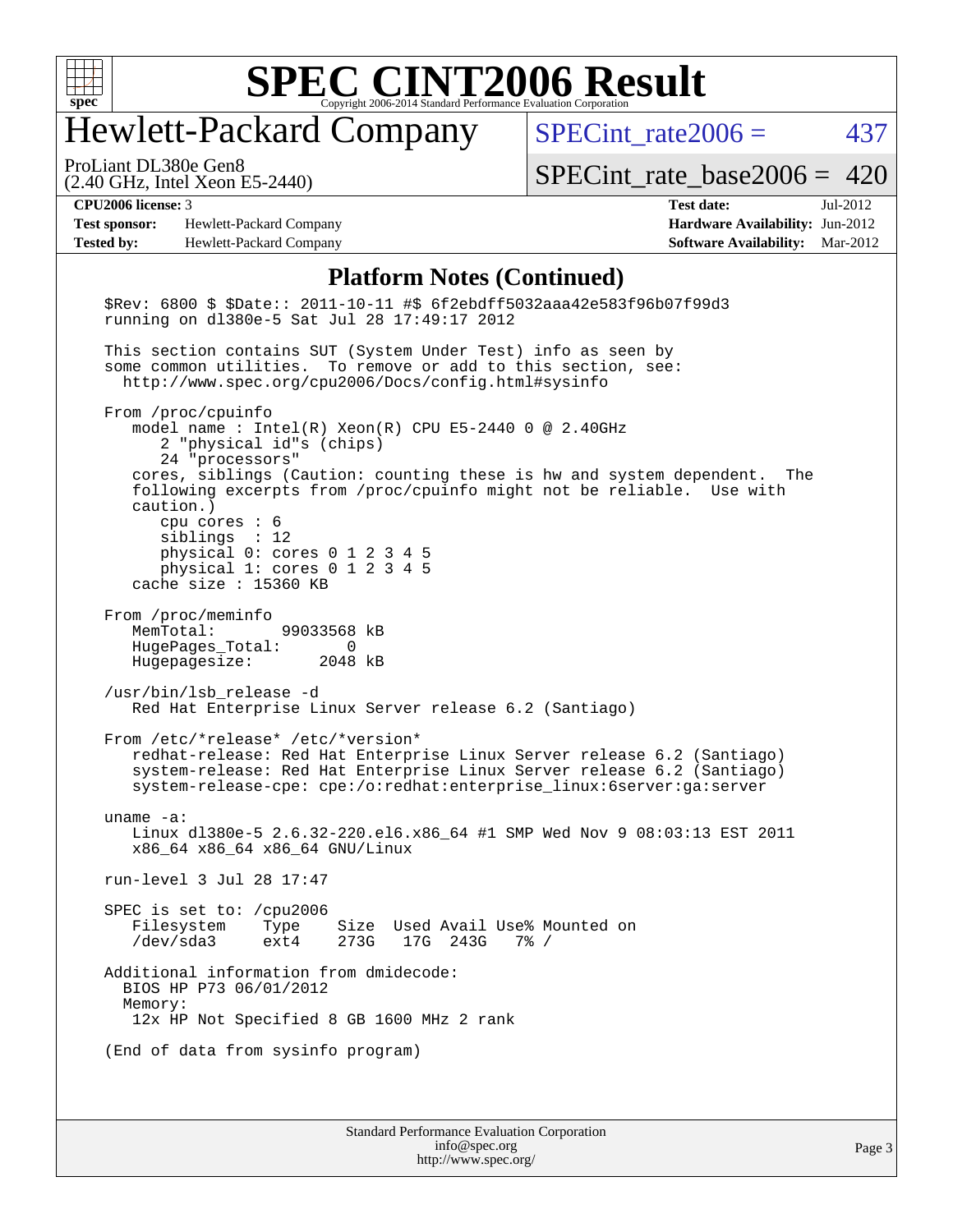## Platform Notes (Continued)

```
$Rev: 6800 $ $Date:: 2011-10-11 #$ 6f2ebdff5032aaa42e583f96b07f99d3
running on dl380e-5 Sat Jul 28 17:49:17 2012

This section contains SUT (System Under Test) info as seen by
some common utilities.  To remove or add to this section, see:
  http://www.spec.org/cpu2006/Docs/config.html#sysinfo

From /proc/cpuinfo
   model name : Intel(R) Xeon(R) CPU E5-2440 0 @ 2.40GHz
      2 "physical id"s (chips)
      24 "processors"
   cores, siblings (Caution: counting these is hw and system dependent.  The
   following excerpts from /proc/cpuinfo might not be reliable.  Use with
   caution.)
      cpu cores : 6
      siblings  : 12
      physical 0: cores 0 1 2 3 4 5
      physical 1: cores 0 1 2 3 4 5
   cache size : 15360 KB

From /proc/meminfo
   MemTotal:       99033568 kB
   HugePages_Total:       0
   Hugepagesize:       2048 kB

/usr/bin/lsb_release -d
   Red Hat Enterprise Linux Server release 6.2 (Santiago)

From /etc/*release* /etc/*version*
   redhat-release: Red Hat Enterprise Linux Server release 6.2 (Santiago)
   system-release: Red Hat Enterprise Linux Server release 6.2 (Santiago)
   system-release-cpe: cpe:/o:redhat:enterprise_linux:6server:ga:server

uname -a:
   Linux dl380e-5 2.6.32-220.el6.x86_64 #1 SMP Wed Nov 9 08:03:13 EST 2011
   x86_64 x86_64 x86_64 GNU/Linux

run-level 3 Jul 28 17:47

SPEC is set to: /cpu2006
   Filesystem    Type    Size  Used Avail Use% Mounted on
   /dev/sda3     ext4    273G   17G  243G   7% /

Additional information from dmidecode:
  BIOS HP P73 06/01/2012
  Memory:
   12x HP Not Specified 8 GB 1600 MHz 2 rank

(End of data from sysinfo program)
```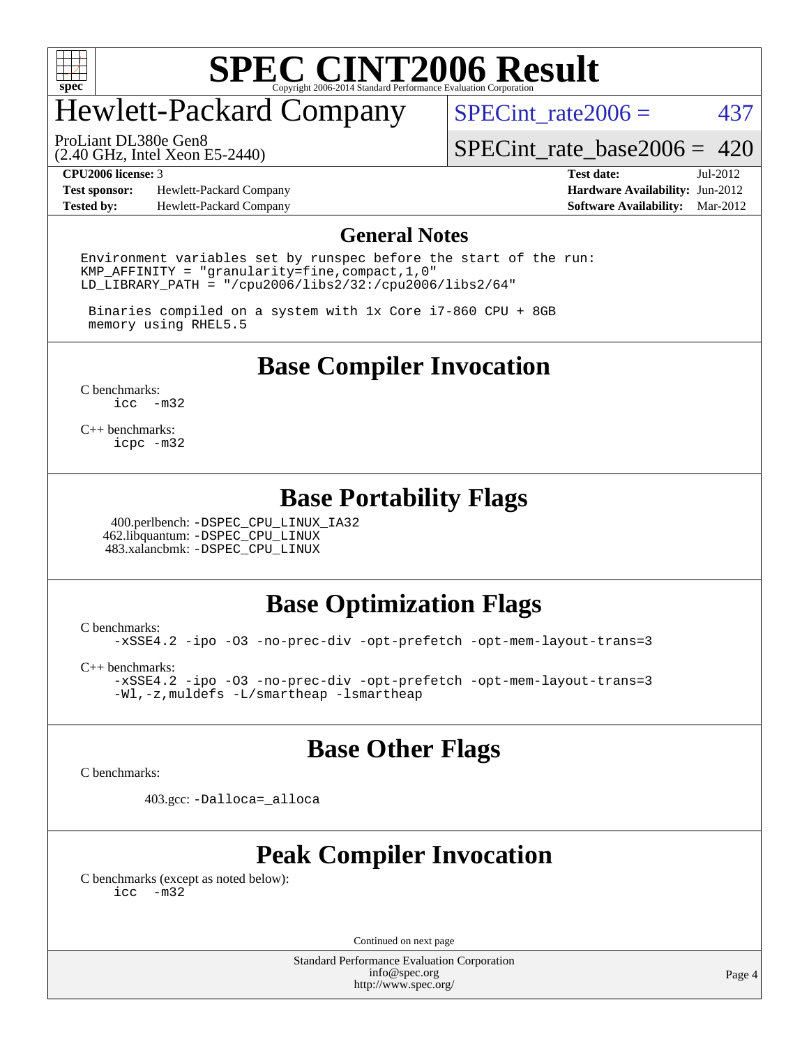# SPEC CINT2006 Result

## Hewlett-Packard Company

ProLiant DL380e Gen8
(2.40 GHz, Intel Xeon E5-2440)

SPECint_rate2006 = 437

SPECint_rate_base2006 = 420

**CPU2006 license:** 3
**Test sponsor:** Hewlett-Packard Company
**Tested by:** Hewlett-Packard Company

**Test date:** Jul-2012
**Hardware Availability:** Jun-2012
**Software Availability:** Mar-2012

## General Notes

```
Environment variables set by runspec before the start of the run:
KMP_AFFINITY = "granularity=fine,compact,1,0"
LD_LIBRARY_PATH = "/cpu2006/libs2/32:/cpu2006/libs2/64"

 Binaries compiled on a system with 1x Core i7-860 CPU + 8GB
 memory using RHEL5.5
```

## Base Compiler Invocation

C benchmarks:
```
icc  -m32
```

C++ benchmarks:
```
icpc -m32
```

## Base Portability Flags

400.perlbench: `-DSPEC_CPU_LINUX_IA32`
462.libquantum: `-DSPEC_CPU_LINUX`
483.xalancbmk: `-DSPEC_CPU_LINUX`

## Base Optimization Flags

C benchmarks:
```
-xSSE4.2 -ipo -O3 -no-prec-div -opt-prefetch -opt-mem-layout-trans=3
```

C++ benchmarks:
```
-xSSE4.2 -ipo -O3 -no-prec-div -opt-prefetch -opt-mem-layout-trans=3
-Wl,-z,muldefs -L/smartheap -lsmartheap
```

## Base Other Flags

C benchmarks:

403.gcc: `-Dalloca=_alloca`

## Peak Compiler Invocation

C benchmarks (except as noted below):
```
icc  -m32
```

Continued on next page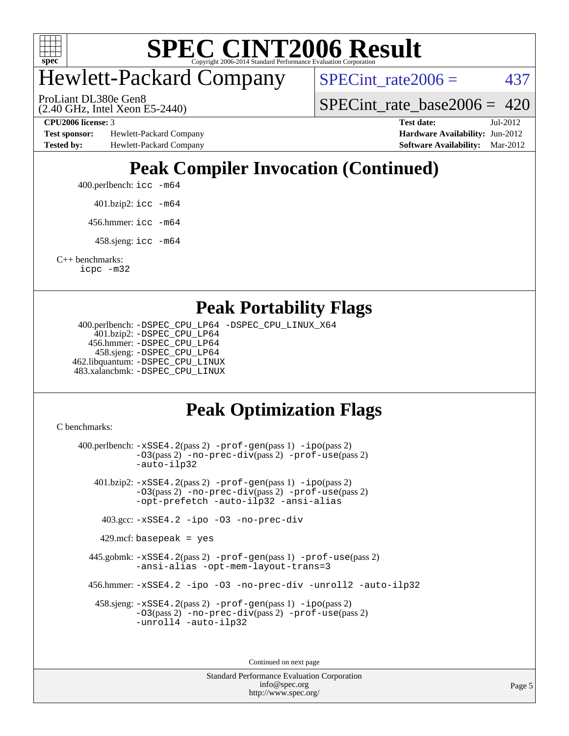# Hewlett-Packard Company

ProLiant DL380e Gen8
(2.40 GHz, Intel Xeon E5-2440)

SPECint_rate2006 = 437

SPECint_rate_base2006 = 420

**CPU2006 license:** 3
**Test sponsor:** Hewlett-Packard Company
**Tested by:** Hewlett-Packard Company

**Test date:** Jul-2012
**Hardware Availability:** Jun-2012
**Software Availability:** Mar-2012

## Peak Compiler Invocation (Continued)

400.perlbench: `icc -m64`

401.bzip2: `icc -m64`

456.hmmer: `icc -m64`

458.sjeng: `icc -m64`

C++ benchmarks:
`icpc -m32`

## Peak Portability Flags

400.perlbench: `-DSPEC_CPU_LP64 -DSPEC_CPU_LINUX_X64`
401.bzip2: `-DSPEC_CPU_LP64`
456.hmmer: `-DSPEC_CPU_LP64`
458.sjeng: `-DSPEC_CPU_LP64`
462.libquantum: `-DSPEC_CPU_LINUX`
483.xalancbmk: `-DSPEC_CPU_LINUX`

## Peak Optimization Flags

C benchmarks:

400.perlbench: `-xSSE4.2`(pass 2) `-prof-gen`(pass 1) `-ipo`(pass 2) `-O3`(pass 2) `-no-prec-div`(pass 2) `-prof-use`(pass 2) `-auto-ilp32`

401.bzip2: `-xSSE4.2`(pass 2) `-prof-gen`(pass 1) `-ipo`(pass 2) `-O3`(pass 2) `-no-prec-div`(pass 2) `-prof-use`(pass 2) `-opt-prefetch -auto-ilp32 -ansi-alias`

403.gcc: `-xSSE4.2 -ipo -O3 -no-prec-div`

429.mcf: `basepeak = yes`

445.gobmk: `-xSSE4.2`(pass 2) `-prof-gen`(pass 1) `-prof-use`(pass 2) `-ansi-alias -opt-mem-layout-trans=3`

456.hmmer: `-xSSE4.2 -ipo -O3 -no-prec-div -unroll2 -auto-ilp32`

458.sjeng: `-xSSE4.2`(pass 2) `-prof-gen`(pass 1) `-ipo`(pass 2) `-O3`(pass 2) `-no-prec-div`(pass 2) `-prof-use`(pass 2) `-unroll4 -auto-ilp32`

Continued on next page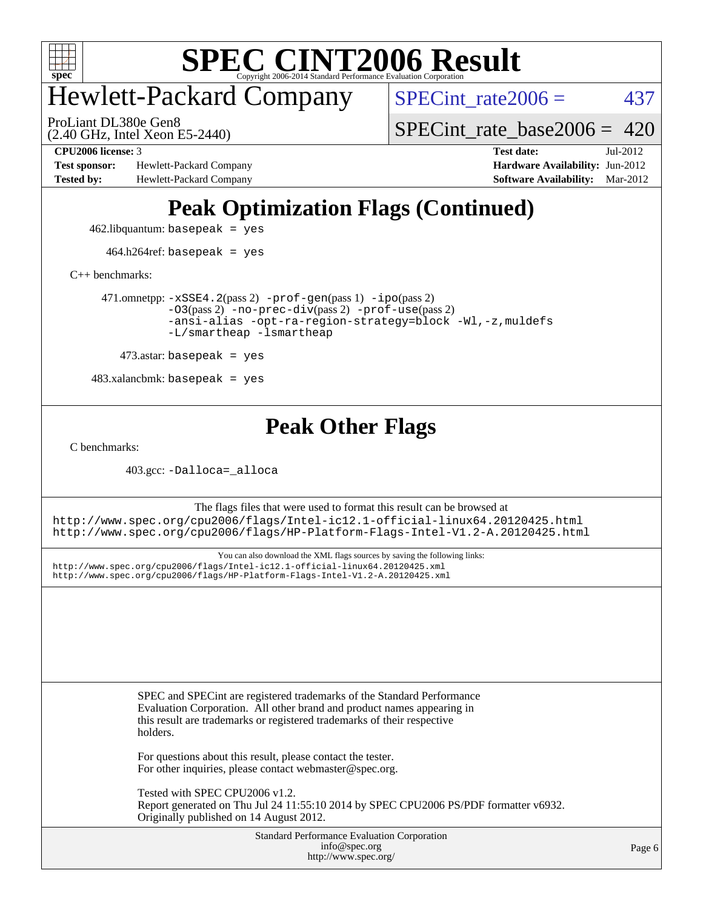# Hewlett-Packard Company

ProLiant DL380e Gen8
(2.40 GHz, Intel Xeon E5-2440)

SPECint_rate2006 = 437

SPECint_rate_base2006 = 420

**CPU2006 license:** 3
**Test sponsor:** Hewlett-Packard Company
**Tested by:** Hewlett-Packard Company

**Test date:** Jul-2012
**Hardware Availability:** Jun-2012
**Software Availability:** Mar-2012

## Peak Optimization Flags (Continued)

462.libquantum: basepeak = yes

464.h264ref: basepeak = yes

C++ benchmarks:

471.omnetpp: -xSSE4.2(pass 2) -prof-gen(pass 1) -ipo(pass 2) -O3(pass 2) -no-prec-div(pass 2) -prof-use(pass 2) -ansi-alias -opt-ra-region-strategy=block -Wl,-z,muldefs -L/smartheap -lsmartheap

473.astar: basepeak = yes

483.xalancbmk: basepeak = yes

## Peak Other Flags

C benchmarks:

403.gcc: -Dalloca=_alloca

The flags files that were used to format this result can be browsed at
http://www.spec.org/cpu2006/flags/Intel-ic12.1-official-linux64.20120425.html
http://www.spec.org/cpu2006/flags/HP-Platform-Flags-Intel-V1.2-A.20120425.html

You can also download the XML flags sources by saving the following links:
http://www.spec.org/cpu2006/flags/Intel-ic12.1-official-linux64.20120425.xml
http://www.spec.org/cpu2006/flags/HP-Platform-Flags-Intel-V1.2-A.20120425.xml

SPEC and SPECint are registered trademarks of the Standard Performance Evaluation Corporation. All other brand and product names appearing in this result are trademarks or registered trademarks of their respective holders.

For questions about this result, please contact the tester.
For other inquiries, please contact webmaster@spec.org.

Tested with SPEC CPU2006 v1.2.
Report generated on Thu Jul 24 11:55:10 2014 by SPEC CPU2006 PS/PDF formatter v6932.
Originally published on 14 August 2012.